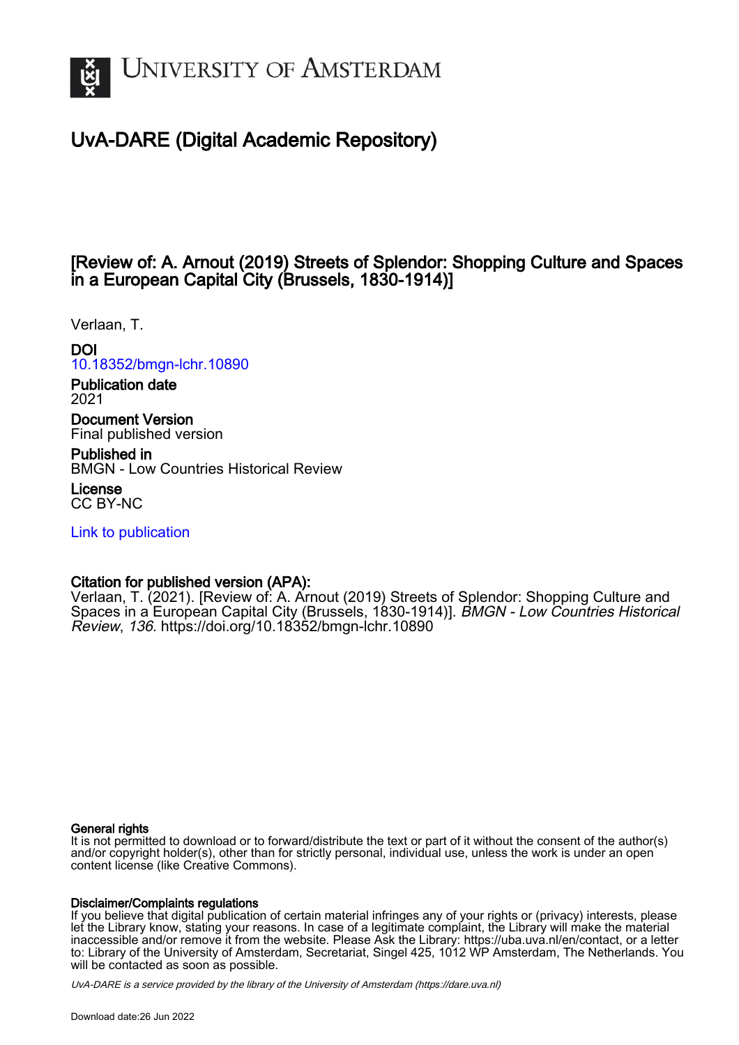# University of Amsterdam

## UvA-DARE (Digital Academic Repository)

### [Review of: A. Arnout (2019) Streets of Splendor: Shopping Culture and Spaces in a European Capital City (Brussels, 1830-1914)]

Verlaan, T.

**DOI**
10.18352/bmgn-lchr.10890

**Publication date**
2021

**Document Version**
Final published version

**Published in**
BMGN - Low Countries Historical Review

**License**
CC BY-NC

Link to publication

**Citation for published version (APA):**
Verlaan, T. (2021). [Review of: A. Arnout (2019) Streets of Splendor: Shopping Culture and Spaces in a European Capital City (Brussels, 1830-1914)]. *BMGN - Low Countries Historical Review*, *136*. https://doi.org/10.18352/bmgn-lchr.10890

**General rights**
It is not permitted to download or to forward/distribute the text or part of it without the consent of the author(s) and/or copyright holder(s), other than for strictly personal, individual use, unless the work is under an open content license (like Creative Commons).

**Disclaimer/Complaints regulations**
If you believe that digital publication of certain material infringes any of your rights or (privacy) interests, please let the Library know, stating your reasons. In case of a legitimate complaint, the Library will make the material inaccessible and/or remove it from the website. Please Ask the Library: https://uba.uva.nl/en/contact, or a letter to: Library of the University of Amsterdam, Secretariat, Singel 425, 1012 WP Amsterdam, The Netherlands. You will be contacted as soon as possible.

*UvA-DARE is a service provided by the library of the University of Amsterdam (https://dare.uva.nl)*

Download date:26 Jun 2022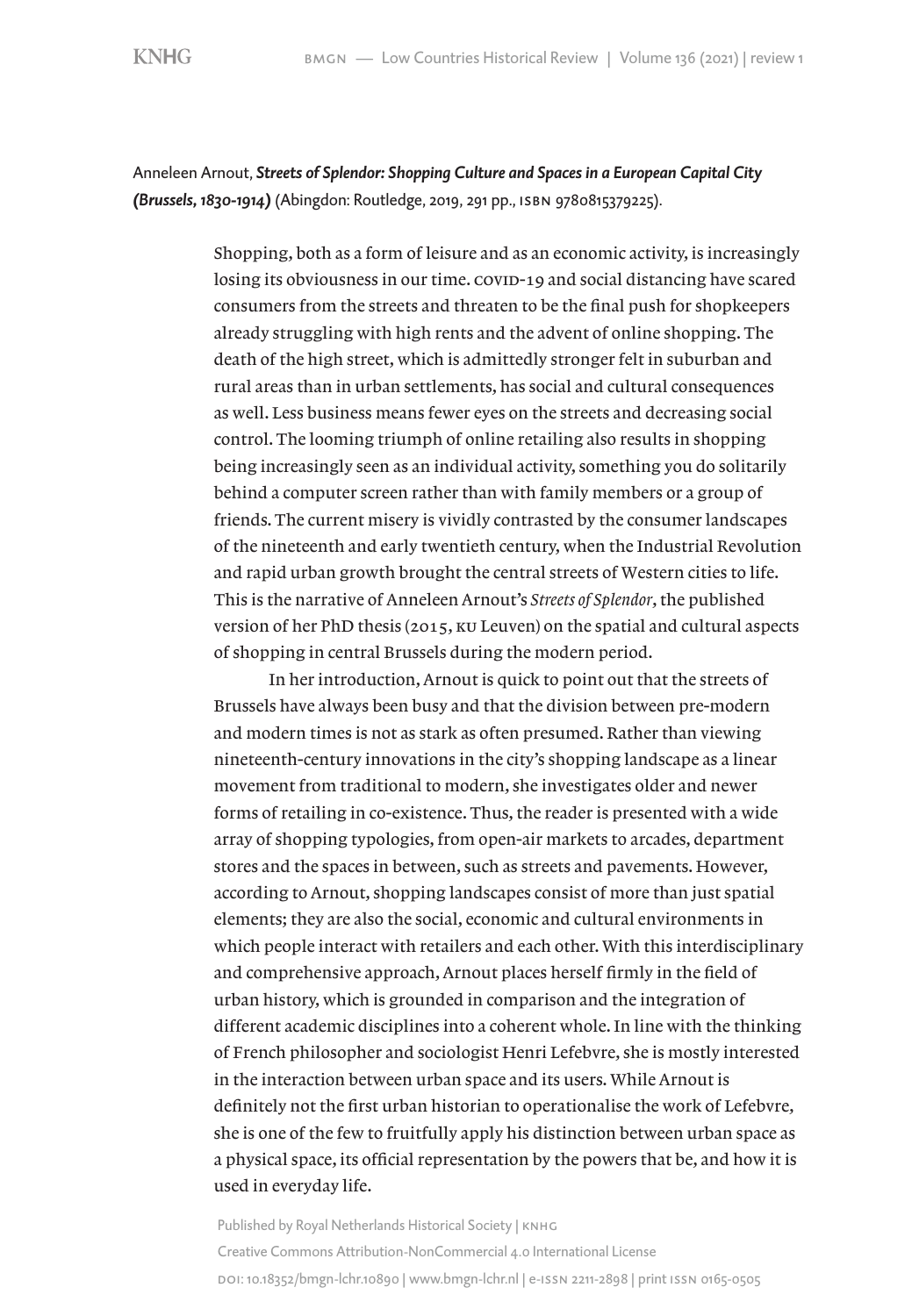Anneleen Arnout, ***Streets of Splendor: Shopping Culture and Spaces in a European Capital City (Brussels, 1830-1914)*** (Abingdon: Routledge, 2019, 291 pp., ISBN 9780815379225).

Shopping, both as a form of leisure and as an economic activity, is increasingly losing its obviousness in our time. COVID-19 and social distancing have scared consumers from the streets and threaten to be the final push for shopkeepers already struggling with high rents and the advent of online shopping. The death of the high street, which is admittedly stronger felt in suburban and rural areas than in urban settlements, has social and cultural consequences as well. Less business means fewer eyes on the streets and decreasing social control. The looming triumph of online retailing also results in shopping being increasingly seen as an individual activity, something you do solitarily behind a computer screen rather than with family members or a group of friends. The current misery is vividly contrasted by the consumer landscapes of the nineteenth and early twentieth century, when the Industrial Revolution and rapid urban growth brought the central streets of Western cities to life. This is the narrative of Anneleen Arnout's *Streets of Splendor*, the published version of her PhD thesis (2015, KU Leuven) on the spatial and cultural aspects of shopping in central Brussels during the modern period.

In her introduction, Arnout is quick to point out that the streets of Brussels have always been busy and that the division between pre-modern and modern times is not as stark as often presumed. Rather than viewing nineteenth-century innovations in the city's shopping landscape as a linear movement from traditional to modern, she investigates older and newer forms of retailing in co-existence. Thus, the reader is presented with a wide array of shopping typologies, from open-air markets to arcades, department stores and the spaces in between, such as streets and pavements. However, according to Arnout, shopping landscapes consist of more than just spatial elements; they are also the social, economic and cultural environments in which people interact with retailers and each other. With this interdisciplinary and comprehensive approach, Arnout places herself firmly in the field of urban history, which is grounded in comparison and the integration of different academic disciplines into a coherent whole. In line with the thinking of French philosopher and sociologist Henri Lefebvre, she is mostly interested in the interaction between urban space and its users. While Arnout is definitely not the first urban historian to operationalise the work of Lefebvre, she is one of the few to fruitfully apply his distinction between urban space as a physical space, its official representation by the powers that be, and how it is used in everyday life.

Published by Royal Netherlands Historical Society | KNHG
Creative Commons Attribution-NonCommercial 4.0 International License
DOI: 10.18352/bmgn-lchr.10890 | www.bmgn-lchr.nl | e-ISSN 2211-2898 | print ISSN 0165-0505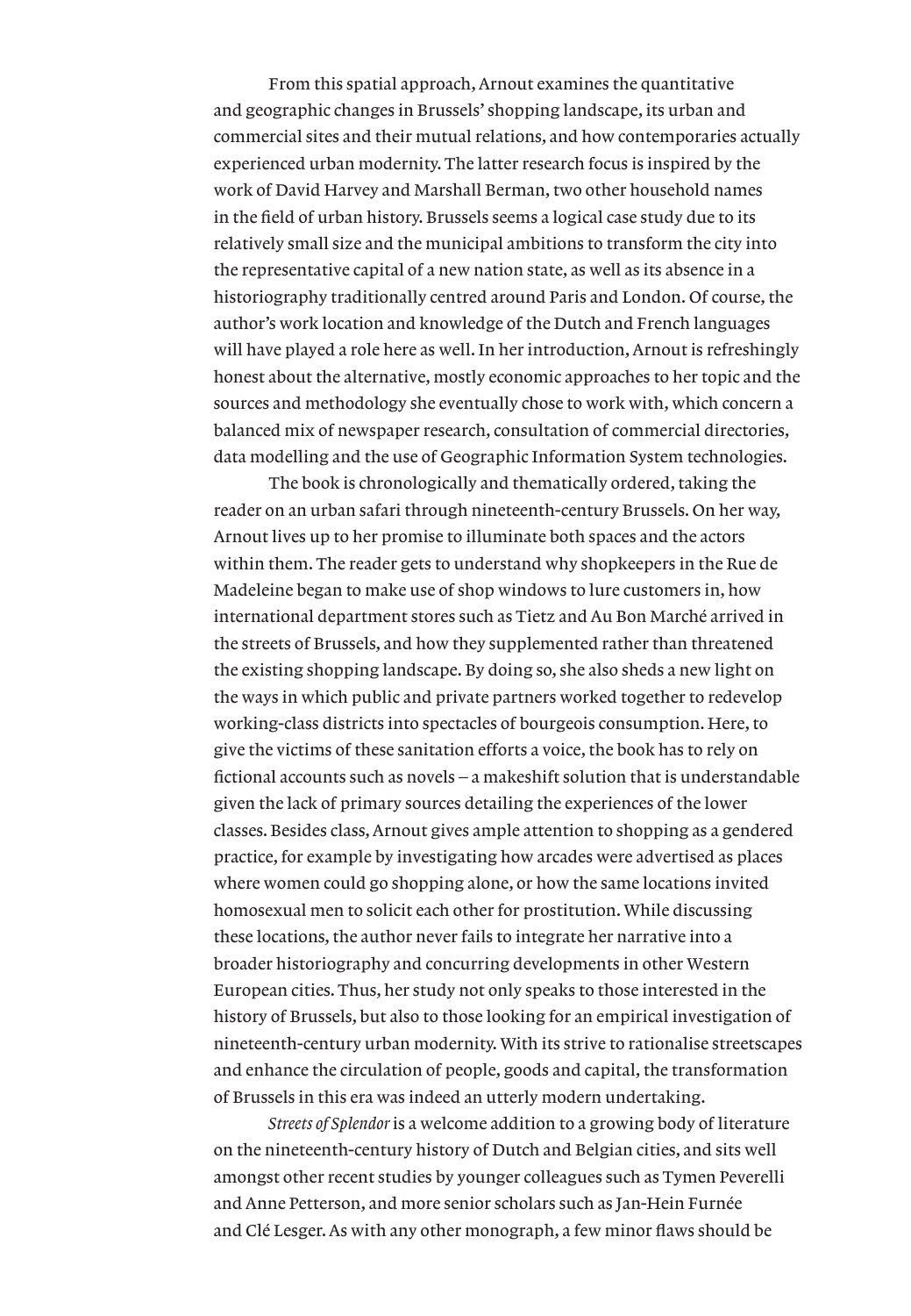From this spatial approach, Arnout examines the quantitative and geographic changes in Brussels' shopping landscape, its urban and commercial sites and their mutual relations, and how contemporaries actually experienced urban modernity. The latter research focus is inspired by the work of David Harvey and Marshall Berman, two other household names in the field of urban history. Brussels seems a logical case study due to its relatively small size and the municipal ambitions to transform the city into the representative capital of a new nation state, as well as its absence in a historiography traditionally centred around Paris and London. Of course, the author's work location and knowledge of the Dutch and French languages will have played a role here as well. In her introduction, Arnout is refreshingly honest about the alternative, mostly economic approaches to her topic and the sources and methodology she eventually chose to work with, which concern a balanced mix of newspaper research, consultation of commercial directories, data modelling and the use of Geographic Information System technologies.

The book is chronologically and thematically ordered, taking the reader on an urban safari through nineteenth-century Brussels. On her way, Arnout lives up to her promise to illuminate both spaces and the actors within them. The reader gets to understand why shopkeepers in the Rue de Madeleine began to make use of shop windows to lure customers in, how international department stores such as Tietz and Au Bon Marché arrived in the streets of Brussels, and how they supplemented rather than threatened the existing shopping landscape. By doing so, she also sheds a new light on the ways in which public and private partners worked together to redevelop working-class districts into spectacles of bourgeois consumption. Here, to give the victims of these sanitation efforts a voice, the book has to rely on fictional accounts such as novels – a makeshift solution that is understandable given the lack of primary sources detailing the experiences of the lower classes. Besides class, Arnout gives ample attention to shopping as a gendered practice, for example by investigating how arcades were advertised as places where women could go shopping alone, or how the same locations invited homosexual men to solicit each other for prostitution. While discussing these locations, the author never fails to integrate her narrative into a broader historiography and concurring developments in other Western European cities. Thus, her study not only speaks to those interested in the history of Brussels, but also to those looking for an empirical investigation of nineteenth-century urban modernity. With its strive to rationalise streetscapes and enhance the circulation of people, goods and capital, the transformation of Brussels in this era was indeed an utterly modern undertaking.

*Streets of Splendor* is a welcome addition to a growing body of literature on the nineteenth-century history of Dutch and Belgian cities, and sits well amongst other recent studies by younger colleagues such as Tymen Peverelli and Anne Petterson, and more senior scholars such as Jan-Hein Furnée and Clé Lesger. As with any other monograph, a few minor flaws should be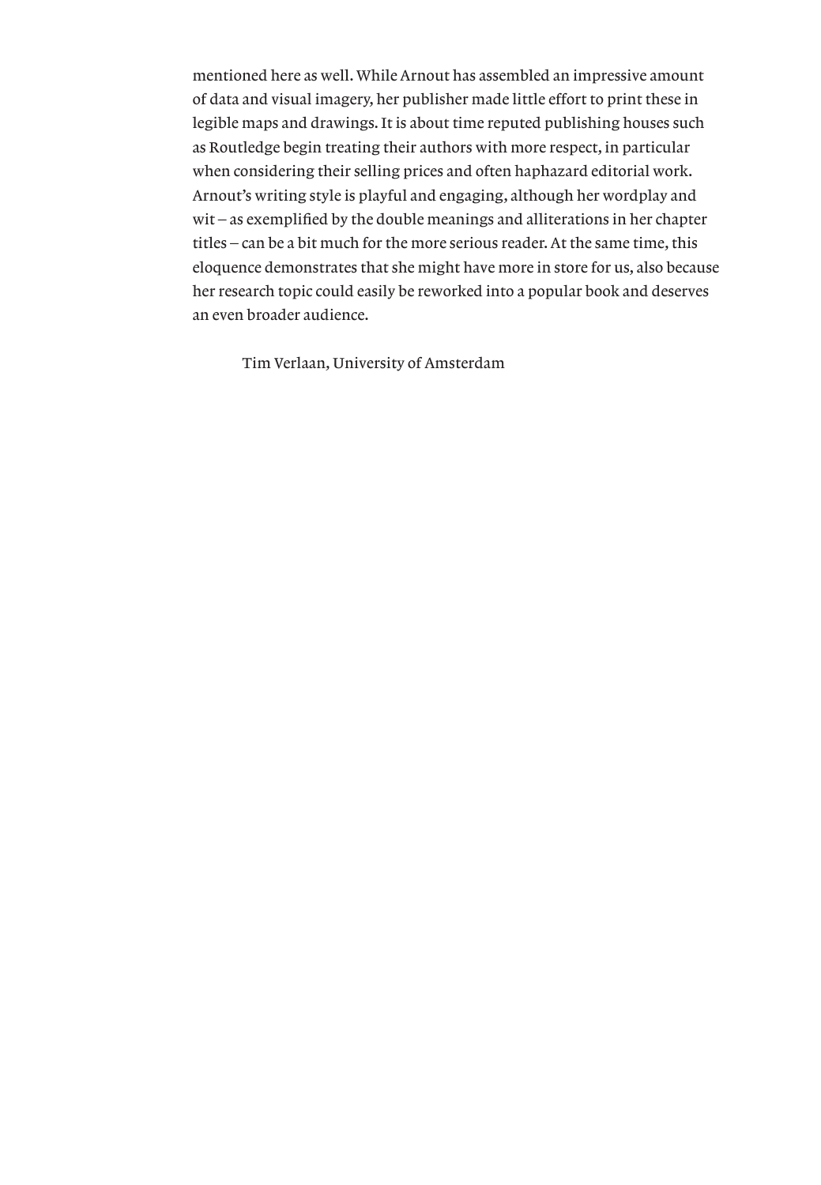mentioned here as well. While Arnout has assembled an impressive amount of data and visual imagery, her publisher made little effort to print these in legible maps and drawings. It is about time reputed publishing houses such as Routledge begin treating their authors with more respect, in particular when considering their selling prices and often haphazard editorial work. Arnout's writing style is playful and engaging, although her wordplay and wit – as exemplified by the double meanings and alliterations in her chapter titles – can be a bit much for the more serious reader. At the same time, this eloquence demonstrates that she might have more in store for us, also because her research topic could easily be reworked into a popular book and deserves an even broader audience.

Tim Verlaan, University of Amsterdam